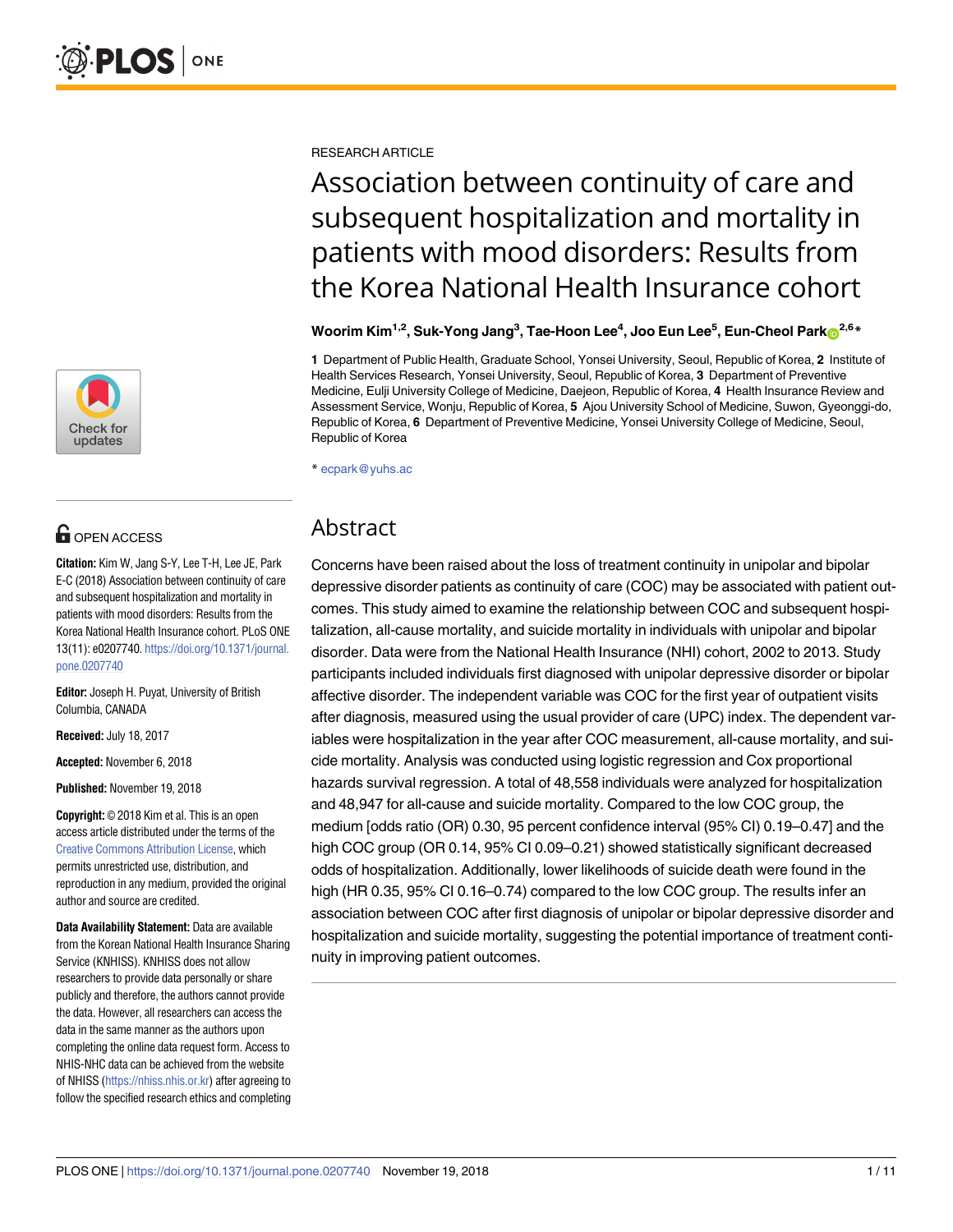RESEARCH ARTICLE

# Association between continuity of care and subsequent hospitalization and mortality in patients with mood disorders: Results from the Korea National Health Insurance cohort

**Woorim Kim[1,2], Suk-Yong Jang[3], Tae-Hoon Lee[4], Joo Eun Lee[5], Eun-Cheol Park[2,6]***

**1** Department of Public Health, Graduate School, Yonsei University, Seoul, Republic of Korea, **2** Institute of Health Services Research, Yonsei University, Seoul, Republic of Korea, **3** Department of Preventive Medicine, Eulji University College of Medicine, Daejeon, Republic of Korea, **4** Health Insurance Review and Assessment Service, Wonju, Republic of Korea, **5** Ajou University School of Medicine, Suwon, Gyeonggi-do, Republic of Korea, **6** Department of Preventive Medicine, Yonsei University College of Medicine, Seoul, Republic of Korea

* ecpark@yuhs.ac

OPEN ACCESS

**Citation:** Kim W, Jang S-Y, Lee T-H, Lee JE, Park E-C (2018) Association between continuity of care and subsequent hospitalization and mortality in patients with mood disorders: Results from the Korea National Health Insurance cohort. PLoS ONE 13(11): e0207740. https://doi.org/10.1371/journal.pone.0207740

**Editor:** Joseph H. Puyat, University of British Columbia, CANADA

**Received:** July 18, 2017

**Accepted:** November 6, 2018

**Published:** November 19, 2018

**Copyright:** © 2018 Kim et al. This is an open access article distributed under the terms of the Creative Commons Attribution License, which permits unrestricted use, distribution, and reproduction in any medium, provided the original author and source are credited.

**Data Availability Statement:** Data are available from the Korean National Health Insurance Sharing Service (KNHISS). KNHISS does not allow researchers to provide data personally or share publicly and therefore, the authors cannot provide the data. However, all researchers can access the data in the same manner as the authors upon completing the online data request form. Access to NHIS-NHC data can be achieved from the website of NHISS (https://nhiss.nhis.or.kr) after agreeing to follow the specified research ethics and completing

## Abstract

Concerns have been raised about the loss of treatment continuity in unipolar and bipolar depressive disorder patients as continuity of care (COC) may be associated with patient outcomes. This study aimed to examine the relationship between COC and subsequent hospitalization, all-cause mortality, and suicide mortality in individuals with unipolar and bipolar disorder. Data were from the National Health Insurance (NHI) cohort, 2002 to 2013. Study participants included individuals first diagnosed with unipolar depressive disorder or bipolar affective disorder. The independent variable was COC for the first year of outpatient visits after diagnosis, measured using the usual provider of care (UPC) index. The dependent variables were hospitalization in the year after COC measurement, all-cause mortality, and suicide mortality. Analysis was conducted using logistic regression and Cox proportional hazards survival regression. A total of 48,558 individuals were analyzed for hospitalization and 48,947 for all-cause and suicide mortality. Compared to the low COC group, the medium [odds ratio (OR) 0.30, 95 percent confidence interval (95% CI) 0.19–0.47] and the high COC group (OR 0.14, 95% CI 0.09–0.21) showed statistically significant decreased odds of hospitalization. Additionally, lower likelihoods of suicide death were found in the high (HR 0.35, 95% CI 0.16–0.74) compared to the low COC group. The results infer an association between COC after first diagnosis of unipolar or bipolar depressive disorder and hospitalization and suicide mortality, suggesting the potential importance of treatment continuity in improving patient outcomes.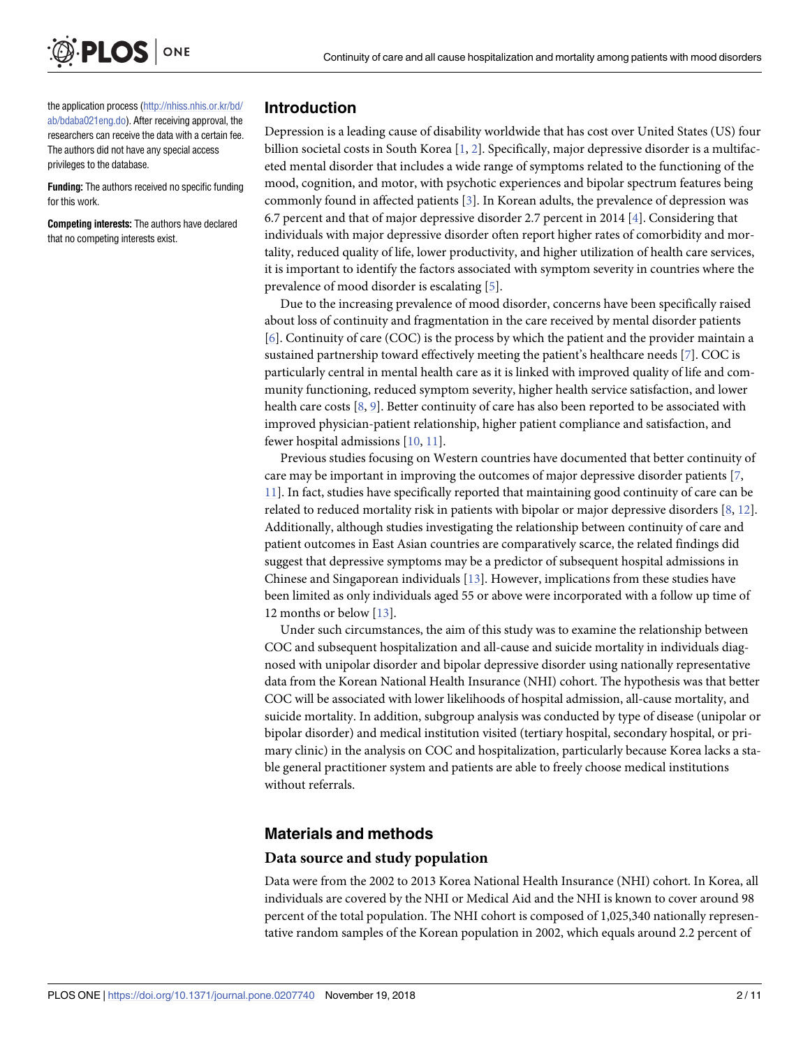the application process (http://nhiss.nhis.or.kr/bd/ab/bdaba021eng.do). After receiving approval, the researchers can receive the data with a certain fee. The authors did not have any special access privileges to the database.

**Funding:** The authors received no specific funding for this work.

**Competing interests:** The authors have declared that no competing interests exist.

## Introduction

Depression is a leading cause of disability worldwide that has cost over United States (US) four billion societal costs in South Korea [1, 2]. Specifically, major depressive disorder is a multifaceted mental disorder that includes a wide range of symptoms related to the functioning of the mood, cognition, and motor, with psychotic experiences and bipolar spectrum features being commonly found in affected patients [3]. In Korean adults, the prevalence of depression was 6.7 percent and that of major depressive disorder 2.7 percent in 2014 [4]. Considering that individuals with major depressive disorder often report higher rates of comorbidity and mortality, reduced quality of life, lower productivity, and higher utilization of health care services, it is important to identify the factors associated with symptom severity in countries where the prevalence of mood disorder is escalating [5].

Due to the increasing prevalence of mood disorder, concerns have been specifically raised about loss of continuity and fragmentation in the care received by mental disorder patients [6]. Continuity of care (COC) is the process by which the patient and the provider maintain a sustained partnership toward effectively meeting the patient's healthcare needs [7]. COC is particularly central in mental health care as it is linked with improved quality of life and community functioning, reduced symptom severity, higher health service satisfaction, and lower health care costs [8, 9]. Better continuity of care has also been reported to be associated with improved physician-patient relationship, higher patient compliance and satisfaction, and fewer hospital admissions [10, 11].

Previous studies focusing on Western countries have documented that better continuity of care may be important in improving the outcomes of major depressive disorder patients [7, 11]. In fact, studies have specifically reported that maintaining good continuity of care can be related to reduced mortality risk in patients with bipolar or major depressive disorders [8, 12]. Additionally, although studies investigating the relationship between continuity of care and patient outcomes in East Asian countries are comparatively scarce, the related findings did suggest that depressive symptoms may be a predictor of subsequent hospital admissions in Chinese and Singaporean individuals [13]. However, implications from these studies have been limited as only individuals aged 55 or above were incorporated with a follow up time of 12 months or below [13].

Under such circumstances, the aim of this study was to examine the relationship between COC and subsequent hospitalization and all-cause and suicide mortality in individuals diagnosed with unipolar disorder and bipolar depressive disorder using nationally representative data from the Korean National Health Insurance (NHI) cohort. The hypothesis was that better COC will be associated with lower likelihoods of hospital admission, all-cause mortality, and suicide mortality. In addition, subgroup analysis was conducted by type of disease (unipolar or bipolar disorder) and medical institution visited (tertiary hospital, secondary hospital, or primary clinic) in the analysis on COC and hospitalization, particularly because Korea lacks a stable general practitioner system and patients are able to freely choose medical institutions without referrals.

## Materials and methods

### Data source and study population

Data were from the 2002 to 2013 Korea National Health Insurance (NHI) cohort. In Korea, all individuals are covered by the NHI or Medical Aid and the NHI is known to cover around 98 percent of the total population. The NHI cohort is composed of 1,025,340 nationally representative random samples of the Korean population in 2002, which equals around 2.2 percent of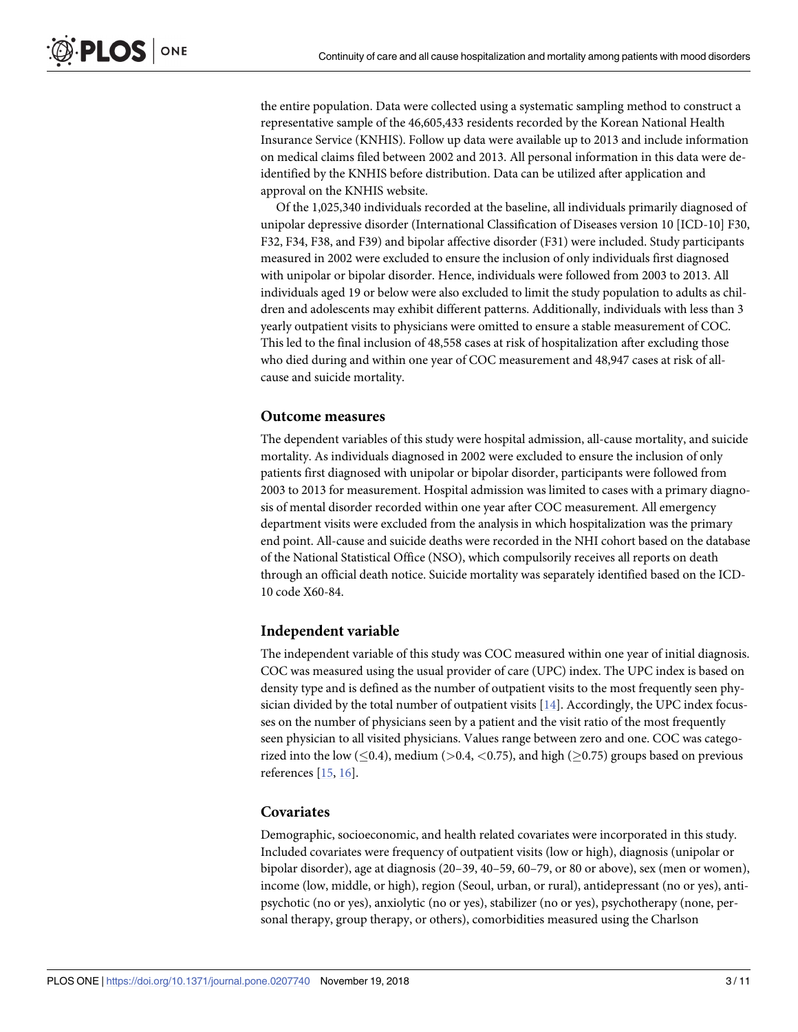the entire population. Data were collected using a systematic sampling method to construct a representative sample of the 46,605,433 residents recorded by the Korean National Health Insurance Service (KNHIS). Follow up data were available up to 2013 and include information on medical claims filed between 2002 and 2013. All personal information in this data were de-identified by the KNHIS before distribution. Data can be utilized after application and approval on the KNHIS website.

Of the 1,025,340 individuals recorded at the baseline, all individuals primarily diagnosed of unipolar depressive disorder (International Classification of Diseases version 10 [ICD-10] F30, F32, F34, F38, and F39) and bipolar affective disorder (F31) were included. Study participants measured in 2002 were excluded to ensure the inclusion of only individuals first diagnosed with unipolar or bipolar disorder. Hence, individuals were followed from 2003 to 2013. All individuals aged 19 or below were also excluded to limit the study population to adults as children and adolescents may exhibit different patterns. Additionally, individuals with less than 3 yearly outpatient visits to physicians were omitted to ensure a stable measurement of COC. This led to the final inclusion of 48,558 cases at risk of hospitalization after excluding those who died during and within one year of COC measurement and 48,947 cases at risk of all-cause and suicide mortality.

## Outcome measures

The dependent variables of this study were hospital admission, all-cause mortality, and suicide mortality. As individuals diagnosed in 2002 were excluded to ensure the inclusion of only patients first diagnosed with unipolar or bipolar disorder, participants were followed from 2003 to 2013 for measurement. Hospital admission was limited to cases with a primary diagnosis of mental disorder recorded within one year after COC measurement. All emergency department visits were excluded from the analysis in which hospitalization was the primary end point. All-cause and suicide deaths were recorded in the NHI cohort based on the database of the National Statistical Office (NSO), which compulsorily receives all reports on death through an official death notice. Suicide mortality was separately identified based on the ICD-10 code X60-84.

## Independent variable

The independent variable of this study was COC measured within one year of initial diagnosis. COC was measured using the usual provider of care (UPC) index. The UPC index is based on density type and is defined as the number of outpatient visits to the most frequently seen physician divided by the total number of outpatient visits [14]. Accordingly, the UPC index focusses on the number of physicians seen by a patient and the visit ratio of the most frequently seen physician to all visited physicians. Values range between zero and one. COC was categorized into the low ($\leq$0.4), medium ($>$0.4, $<$0.75), and high ($\geq$0.75) groups based on previous references [15, 16].

## Covariates

Demographic, socioeconomic, and health related covariates were incorporated in this study. Included covariates were frequency of outpatient visits (low or high), diagnosis (unipolar or bipolar disorder), age at diagnosis (20–39, 40–59, 60–79, or 80 or above), sex (men or women), income (low, middle, or high), region (Seoul, urban, or rural), antidepressant (no or yes), antipsychotic (no or yes), anxiolytic (no or yes), stabilizer (no or yes), psychotherapy (none, personal therapy, group therapy, or others), comorbidities measured using the Charlson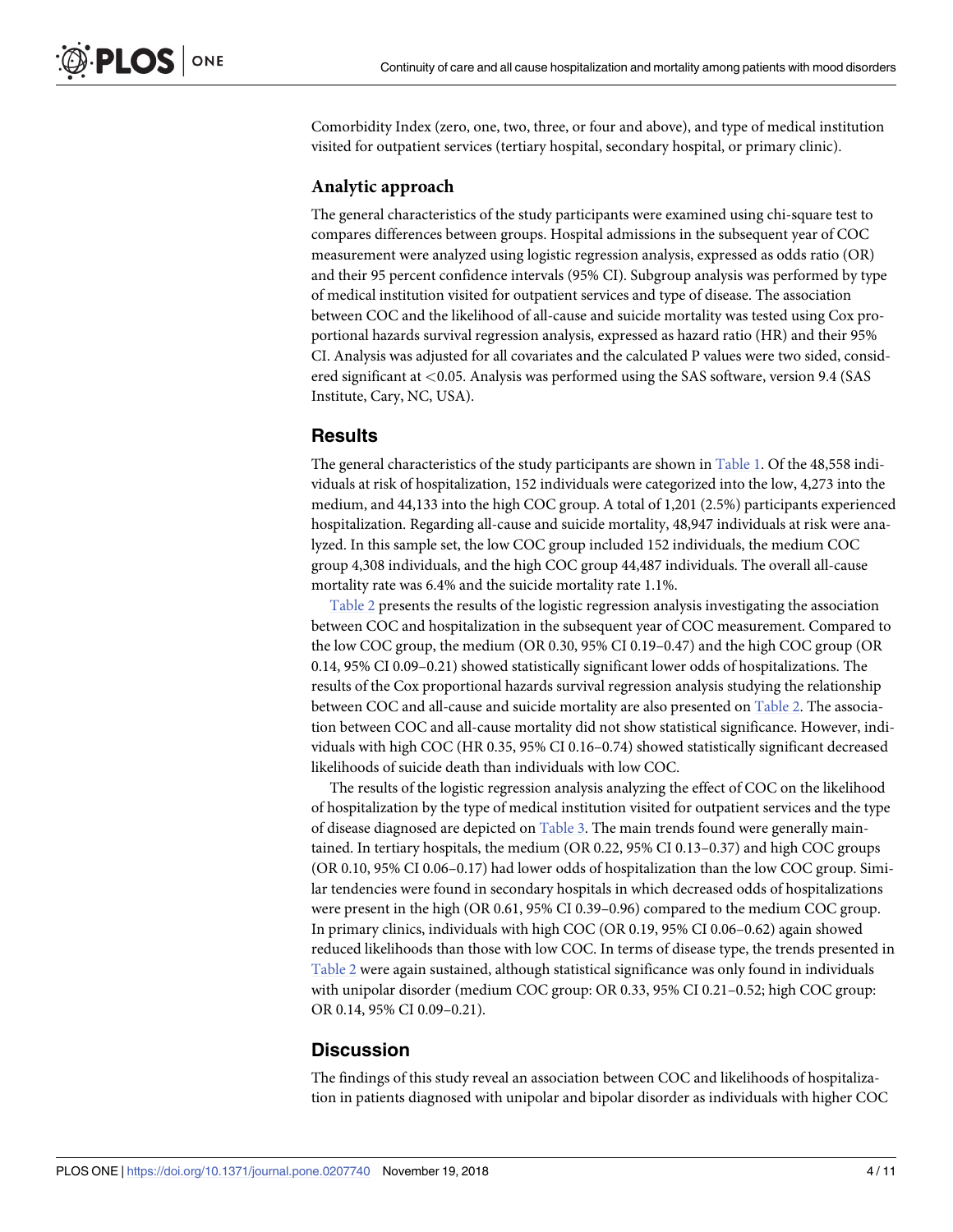Comorbidity Index (zero, one, two, three, or four and above), and type of medical institution visited for outpatient services (tertiary hospital, secondary hospital, or primary clinic).

### Analytic approach

The general characteristics of the study participants were examined using chi-square test to compares differences between groups. Hospital admissions in the subsequent year of COC measurement were analyzed using logistic regression analysis, expressed as odds ratio (OR) and their 95 percent confidence intervals (95% CI). Subgroup analysis was performed by type of medical institution visited for outpatient services and type of disease. The association between COC and the likelihood of all-cause and suicide mortality was tested using Cox proportional hazards survival regression analysis, expressed as hazard ratio (HR) and their 95% CI. Analysis was adjusted for all covariates and the calculated P values were two sided, considered significant at <0.05. Analysis was performed using the SAS software, version 9.4 (SAS Institute, Cary, NC, USA).

## Results

The general characteristics of the study participants are shown in Table 1. Of the 48,558 individuals at risk of hospitalization, 152 individuals were categorized into the low, 4,273 into the medium, and 44,133 into the high COC group. A total of 1,201 (2.5%) participants experienced hospitalization. Regarding all-cause and suicide mortality, 48,947 individuals at risk were analyzed. In this sample set, the low COC group included 152 individuals, the medium COC group 4,308 individuals, and the high COC group 44,487 individuals. The overall all-cause mortality rate was 6.4% and the suicide mortality rate 1.1%.

Table 2 presents the results of the logistic regression analysis investigating the association between COC and hospitalization in the subsequent year of COC measurement. Compared to the low COC group, the medium (OR 0.30, 95% CI 0.19–0.47) and the high COC group (OR 0.14, 95% CI 0.09–0.21) showed statistically significant lower odds of hospitalizations. The results of the Cox proportional hazards survival regression analysis studying the relationship between COC and all-cause and suicide mortality are also presented on Table 2. The association between COC and all-cause mortality did not show statistical significance. However, individuals with high COC (HR 0.35, 95% CI 0.16–0.74) showed statistically significant decreased likelihoods of suicide death than individuals with low COC.

The results of the logistic regression analysis analyzing the effect of COC on the likelihood of hospitalization by the type of medical institution visited for outpatient services and the type of disease diagnosed are depicted on Table 3. The main trends found were generally maintained. In tertiary hospitals, the medium (OR 0.22, 95% CI 0.13–0.37) and high COC groups (OR 0.10, 95% CI 0.06–0.17) had lower odds of hospitalization than the low COC group. Similar tendencies were found in secondary hospitals in which decreased odds of hospitalizations were present in the high (OR 0.61, 95% CI 0.39–0.96) compared to the medium COC group. In primary clinics, individuals with high COC (OR 0.19, 95% CI 0.06–0.62) again showed reduced likelihoods than those with low COC. In terms of disease type, the trends presented in Table 2 were again sustained, although statistical significance was only found in individuals with unipolar disorder (medium COC group: OR 0.33, 95% CI 0.21–0.52; high COC group: OR 0.14, 95% CI 0.09–0.21).

## Discussion

The findings of this study reveal an association between COC and likelihoods of hospitalization in patients diagnosed with unipolar and bipolar disorder as individuals with higher COC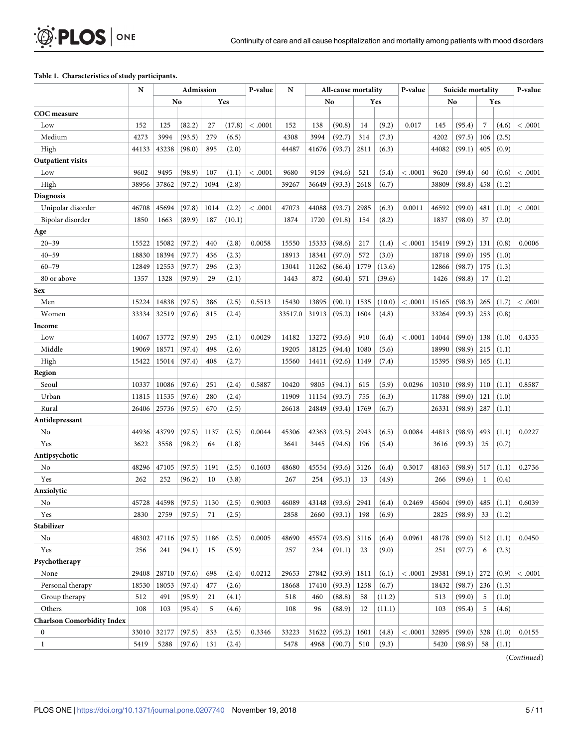**Table 1. Characteristics of study participants.**

| | N | Admission | | | | P-value | N | All-cause mortality | | | | P-value | Suicide mortality | | | | P-value |
|---|---|---|---|---|---|---|---|---|---|---|---|---|---|---|---|---|---|
| | | No | | Yes | | | | No | | Yes | | | No | | Yes | | |
| **COC measure** | | | | | | | | | | | | | | | | | |
| Low | 152 | 125 | (82.2) | 27 | (17.8) | < .0001 | 152 | 138 | (90.8) | 14 | (9.2) | 0.017 | 145 | (95.4) | 7 | (4.6) | < .0001 |
| Medium | 4273 | 3994 | (93.5) | 279 | (6.5) | | 4308 | 3994 | (92.7) | 314 | (7.3) | | 4202 | (97.5) | 106 | (2.5) | |
| High | 44133 | 43238 | (98.0) | 895 | (2.0) | | 44487 | 41676 | (93.7) | 2811 | (6.3) | | 44082 | (99.1) | 405 | (0.9) | |
| **Outpatient visits** | | | | | | | | | | | | | | | | | |
| Low | 9602 | 9495 | (98.9) | 107 | (1.1) | < .0001 | 9680 | 9159 | (94.6) | 521 | (5.4) | < .0001 | 9620 | (99.4) | 60 | (0.6) | < .0001 |
| High | 38956 | 37862 | (97.2) | 1094 | (2.8) | | 39267 | 36649 | (93.3) | 2618 | (6.7) | | 38809 | (98.8) | 458 | (1.2) | |
| **Diagnosis** | | | | | | | | | | | | | | | | | |
| Unipolar disorder | 46708 | 45694 | (97.8) | 1014 | (2.2) | < .0001 | 47073 | 44088 | (93.7) | 2985 | (6.3) | 0.0011 | 46592 | (99.0) | 481 | (1.0) | < .0001 |
| Bipolar disorder | 1850 | 1663 | (89.9) | 187 | (10.1) | | 1874 | 1720 | (91.8) | 154 | (8.2) | | 1837 | (98.0) | 37 | (2.0) | |
| **Age** | | | | | | | | | | | | | | | | | |
| 20–39 | 15522 | 15082 | (97.2) | 440 | (2.8) | 0.0058 | 15550 | 15333 | (98.6) | 217 | (1.4) | < .0001 | 15419 | (99.2) | 131 | (0.8) | 0.0006 |
| 40–59 | 18830 | 18394 | (97.7) | 436 | (2.3) | | 18913 | 18341 | (97.0) | 572 | (3.0) | | 18718 | (99.0) | 195 | (1.0) | |
| 60–79 | 12849 | 12553 | (97.7) | 296 | (2.3) | | 13041 | 11262 | (86.4) | 1779 | (13.6) | | 12866 | (98.7) | 175 | (1.3) | |
| 80 or above | 1357 | 1328 | (97.9) | 29 | (2.1) | | 1443 | 872 | (60.4) | 571 | (39.6) | | 1426 | (98.8) | 17 | (1.2) | |
| **Sex** | | | | | | | | | | | | | | | | | |
| Men | 15224 | 14838 | (97.5) | 386 | (2.5) | 0.5513 | 15430 | 13895 | (90.1) | 1535 | (10.0) | < .0001 | 15165 | (98.3) | 265 | (1.7) | < .0001 |
| Women | 33334 | 32519 | (97.6) | 815 | (2.4) | | 33517.0 | 31913 | (95.2) | 1604 | (4.8) | | 33264 | (99.3) | 253 | (0.8) | |
| **Income** | | | | | | | | | | | | | | | | | |
| Low | 14067 | 13772 | (97.9) | 295 | (2.1) | 0.0029 | 14182 | 13272 | (93.6) | 910 | (6.4) | < .0001 | 14044 | (99.0) | 138 | (1.0) | 0.4335 |
| Middle | 19069 | 18571 | (97.4) | 498 | (2.6) | | 19205 | 18125 | (94.4) | 1080 | (5.6) | | 18990 | (98.9) | 215 | (1.1) | |
| High | 15422 | 15014 | (97.4) | 408 | (2.7) | | 15560 | 14411 | (92.6) | 1149 | (7.4) | | 15395 | (98.9) | 165 | (1.1) | |
| **Region** | | | | | | | | | | | | | | | | | |
| Seoul | 10337 | 10086 | (97.6) | 251 | (2.4) | 0.5887 | 10420 | 9805 | (94.1) | 615 | (5.9) | 0.0296 | 10310 | (98.9) | 110 | (1.1) | 0.8587 |
| Urban | 11815 | 11535 | (97.6) | 280 | (2.4) | | 11909 | 11154 | (93.7) | 755 | (6.3) | | 11788 | (99.0) | 121 | (1.0) | |
| Rural | 26406 | 25736 | (97.5) | 670 | (2.5) | | 26618 | 24849 | (93.4) | 1769 | (6.7) | | 26331 | (98.9) | 287 | (1.1) | |
| **Antidepressant** | | | | | | | | | | | | | | | | | |
| No | 44936 | 43799 | (97.5) | 1137 | (2.5) | 0.0044 | 45306 | 42363 | (93.5) | 2943 | (6.5) | 0.0084 | 44813 | (98.9) | 493 | (1.1) | 0.0227 |
| Yes | 3622 | 3558 | (98.2) | 64 | (1.8) | | 3641 | 3445 | (94.6) | 196 | (5.4) | | 3616 | (99.3) | 25 | (0.7) | |
| **Antipsychotic** | | | | | | | | | | | | | | | | | |
| No | 48296 | 47105 | (97.5) | 1191 | (2.5) | 0.1603 | 48680 | 45554 | (93.6) | 3126 | (6.4) | 0.3017 | 48163 | (98.9) | 517 | (1.1) | 0.2736 |
| Yes | 262 | 252 | (96.2) | 10 | (3.8) | | 267 | 254 | (95.1) | 13 | (4.9) | | 266 | (99.6) | 1 | (0.4) | |
| **Anxiolytic** | | | | | | | | | | | | | | | | | |
| No | 45728 | 44598 | (97.5) | 1130 | (2.5) | 0.9003 | 46089 | 43148 | (93.6) | 2941 | (6.4) | 0.2469 | 45604 | (99.0) | 485 | (1.1) | 0.6039 |
| Yes | 2830 | 2759 | (97.5) | 71 | (2.5) | | 2858 | 2660 | (93.1) | 198 | (6.9) | | 2825 | (98.9) | 33 | (1.2) | |
| **Stabilizer** | | | | | | | | | | | | | | | | | |
| No | 48302 | 47116 | (97.5) | 1186 | (2.5) | 0.0005 | 48690 | 45574 | (93.6) | 3116 | (6.4) | 0.0961 | 48178 | (99.0) | 512 | (1.1) | 0.0450 |
| Yes | 256 | 241 | (94.1) | 15 | (5.9) | | 257 | 234 | (91.1) | 23 | (9.0) | | 251 | (97.7) | 6 | (2.3) | |
| **Psychotherapy** | | | | | | | | | | | | | | | | | |
| None | 29408 | 28710 | (97.6) | 698 | (2.4) | 0.0212 | 29653 | 27842 | (93.9) | 1811 | (6.1) | < .0001 | 29381 | (99.1) | 272 | (0.9) | < .0001 |
| Personal therapy | 18530 | 18053 | (97.4) | 477 | (2.6) | | 18668 | 17410 | (93.3) | 1258 | (6.7) | | 18432 | (98.7) | 236 | (1.3) | |
| Group therapy | 512 | 491 | (95.9) | 21 | (4.1) | | 518 | 460 | (88.8) | 58 | (11.2) | | 513 | (99.0) | 5 | (1.0) | |
| Others | 108 | 103 | (95.4) | 5 | (4.6) | | 108 | 96 | (88.9) | 12 | (11.1) | | 103 | (95.4) | 5 | (4.6) | |
| **Charlson Comorbidity Index** | | | | | | | | | | | | | | | | | |
| 0 | 33010 | 32177 | (97.5) | 833 | (2.5) | 0.3346 | 33223 | 31622 | (95.2) | 1601 | (4.8) | < .0001 | 32895 | (99.0) | 328 | (1.0) | 0.0155 |
| 1 | 5419 | 5288 | (97.6) | 131 | (2.4) | | 5478 | 4968 | (90.7) | 510 | (9.3) | | 5420 | (98.9) | 58 | (1.1) | |

(Continued)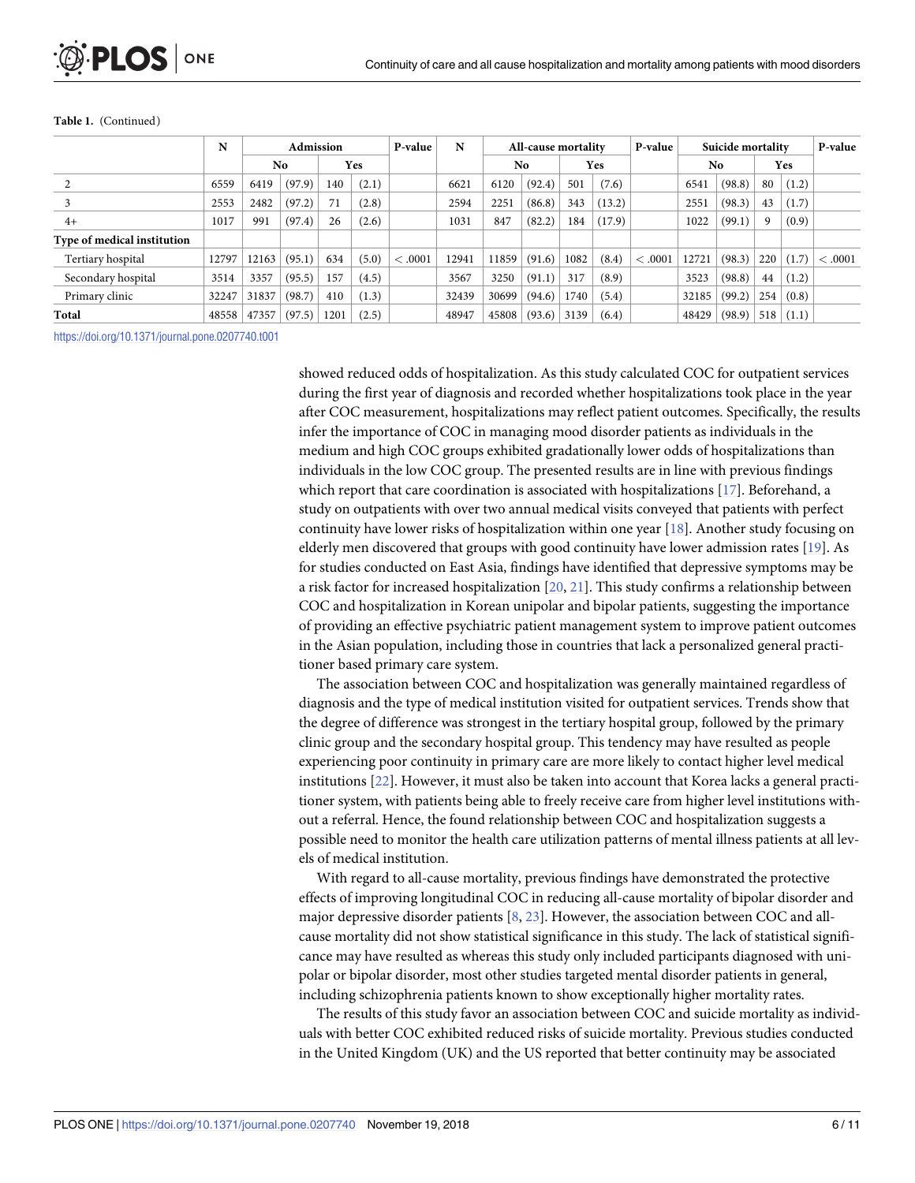Table 1. (Continued)

| | N | Admission | | | | P-value | N | All-cause mortality | | | | P-value | Suicide mortality | | | | P-value |
|---|---|---|---|---|---|---|---|---|---|---|---|---|---|---|---|---|---|
| | | No | | Yes | | | | No | | Yes | | | No | | Yes | | |
| 2 | 6559 | 6419 | (97.9) | 140 | (2.1) | | 6621 | 6120 | (92.4) | 501 | (7.6) | | 6541 | (98.8) | 80 | (1.2) | |
| 3 | 2553 | 2482 | (97.2) | 71 | (2.8) | | 2594 | 2251 | (86.8) | 343 | (13.2) | | 2551 | (98.3) | 43 | (1.7) | |
| 4+ | 1017 | 991 | (97.4) | 26 | (2.6) | | 1031 | 847 | (82.2) | 184 | (17.9) | | 1022 | (99.1) | 9 | (0.9) | |
| **Type of medical institution** | | | | | | | | | | | | | | | | | |
| Tertiary hospital | 12797 | 12163 | (95.1) | 634 | (5.0) | < .0001 | 12941 | 11859 | (91.6) | 1082 | (8.4) | < .0001 | 12721 | (98.3) | 220 | (1.7) | < .0001 |
| Secondary hospital | 3514 | 3357 | (95.5) | 157 | (4.5) | | 3567 | 3250 | (91.1) | 317 | (8.9) | | 3523 | (98.8) | 44 | (1.2) | |
| Primary clinic | 32247 | 31837 | (98.7) | 410 | (1.3) | | 32439 | 30699 | (94.6) | 1740 | (5.4) | | 32185 | (99.2) | 254 | (0.8) | |
| **Total** | 48558 | 47357 | (97.5) | 1201 | (2.5) | | 48947 | 45808 | (93.6) | 3139 | (6.4) | | 48429 | (98.9) | 518 | (1.1) | |

https://doi.org/10.1371/journal.pone.0207740.t001

showed reduced odds of hospitalization. As this study calculated COC for outpatient services during the first year of diagnosis and recorded whether hospitalizations took place in the year after COC measurement, hospitalizations may reflect patient outcomes. Specifically, the results infer the importance of COC in managing mood disorder patients as individuals in the medium and high COC groups exhibited gradationally lower odds of hospitalizations than individuals in the low COC group. The presented results are in line with previous findings which report that care coordination is associated with hospitalizations [17]. Beforehand, a study on outpatients with over two annual medical visits conveyed that patients with perfect continuity have lower risks of hospitalization within one year [18]. Another study focusing on elderly men discovered that groups with good continuity have lower admission rates [19]. As for studies conducted on East Asia, findings have identified that depressive symptoms may be a risk factor for increased hospitalization [20, 21]. This study confirms a relationship between COC and hospitalization in Korean unipolar and bipolar patients, suggesting the importance of providing an effective psychiatric patient management system to improve patient outcomes in the Asian population, including those in countries that lack a personalized general practitioner based primary care system.

The association between COC and hospitalization was generally maintained regardless of diagnosis and the type of medical institution visited for outpatient services. Trends show that the degree of difference was strongest in the tertiary hospital group, followed by the primary clinic group and the secondary hospital group. This tendency may have resulted as people experiencing poor continuity in primary care are more likely to contact higher level medical institutions [22]. However, it must also be taken into account that Korea lacks a general practitioner system, with patients being able to freely receive care from higher level institutions without a referral. Hence, the found relationship between COC and hospitalization suggests a possible need to monitor the health care utilization patterns of mental illness patients at all levels of medical institution.

With regard to all-cause mortality, previous findings have demonstrated the protective effects of improving longitudinal COC in reducing all-cause mortality of bipolar disorder and major depressive disorder patients [8, 23]. However, the association between COC and all-cause mortality did not show statistical significance in this study. The lack of statistical significance may have resulted as whereas this study only included participants diagnosed with unipolar or bipolar disorder, most other studies targeted mental disorder patients in general, including schizophrenia patients known to show exceptionally higher mortality rates.

The results of this study favor an association between COC and suicide mortality as individuals with better COC exhibited reduced risks of suicide mortality. Previous studies conducted in the United Kingdom (UK) and the US reported that better continuity may be associated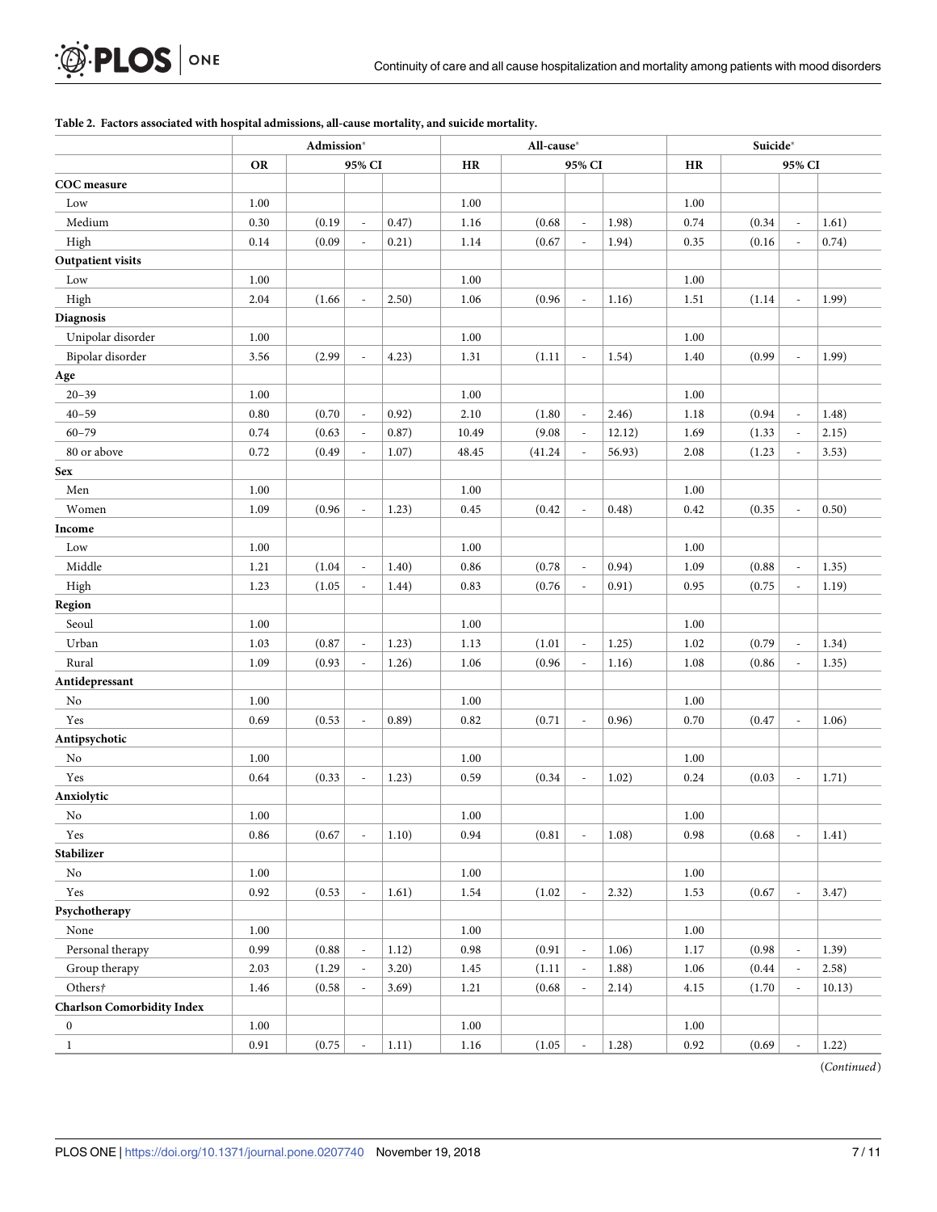**Table 2. Factors associated with hospital admissions, all-cause mortality, and suicide mortality.**

| | Admission* | | | | All-cause* | | | | Suicide* | | | |
|---|---|---|---|---|---|---|---|---|---|---|---|---|
| | OR | 95% CI | | | HR | 95% CI | | | HR | 95% CI | | |
| **COC measure** | | | | | | | | | | | | |
| Low | 1.00 | | | | 1.00 | | | | 1.00 | | | |
| Medium | 0.30 | (0.19 | - | 0.47) | 1.16 | (0.68 | - | 1.98) | 0.74 | (0.34 | - | 1.61) |
| High | 0.14 | (0.09 | - | 0.21) | 1.14 | (0.67 | - | 1.94) | 0.35 | (0.16 | - | 0.74) |
| **Outpatient visits** | | | | | | | | | | | | |
| Low | 1.00 | | | | 1.00 | | | | 1.00 | | | |
| High | 2.04 | (1.66 | - | 2.50) | 1.06 | (0.96 | - | 1.16) | 1.51 | (1.14 | - | 1.99) |
| **Diagnosis** | | | | | | | | | | | | |
| Unipolar disorder | 1.00 | | | | 1.00 | | | | 1.00 | | | |
| Bipolar disorder | 3.56 | (2.99 | - | 4.23) | 1.31 | (1.11 | - | 1.54) | 1.40 | (0.99 | - | 1.99) |
| **Age** | | | | | | | | | | | | |
| 20–39 | 1.00 | | | | 1.00 | | | | 1.00 | | | |
| 40–59 | 0.80 | (0.70 | - | 0.92) | 2.10 | (1.80 | - | 2.46) | 1.18 | (0.94 | - | 1.48) |
| 60–79 | 0.74 | (0.63 | - | 0.87) | 10.49 | (9.08 | - | 12.12) | 1.69 | (1.33 | - | 2.15) |
| 80 or above | 0.72 | (0.49 | - | 1.07) | 48.45 | (41.24 | - | 56.93) | 2.08 | (1.23 | - | 3.53) |
| **Sex** | | | | | | | | | | | | |
| Men | 1.00 | | | | 1.00 | | | | 1.00 | | | |
| Women | 1.09 | (0.96 | - | 1.23) | 0.45 | (0.42 | - | 0.48) | 0.42 | (0.35 | - | 0.50) |
| **Income** | | | | | | | | | | | | |
| Low | 1.00 | | | | 1.00 | | | | 1.00 | | | |
| Middle | 1.21 | (1.04 | - | 1.40) | 0.86 | (0.78 | - | 0.94) | 1.09 | (0.88 | - | 1.35) |
| High | 1.23 | (1.05 | - | 1.44) | 0.83 | (0.76 | - | 0.91) | 0.95 | (0.75 | - | 1.19) |
| **Region** | | | | | | | | | | | | |
| Seoul | 1.00 | | | | 1.00 | | | | 1.00 | | | |
| Urban | 1.03 | (0.87 | - | 1.23) | 1.13 | (1.01 | - | 1.25) | 1.02 | (0.79 | - | 1.34) |
| Rural | 1.09 | (0.93 | - | 1.26) | 1.06 | (0.96 | - | 1.16) | 1.08 | (0.86 | - | 1.35) |
| **Antidepressant** | | | | | | | | | | | | |
| No | 1.00 | | | | 1.00 | | | | 1.00 | | | |
| Yes | 0.69 | (0.53 | - | 0.89) | 0.82 | (0.71 | - | 0.96) | 0.70 | (0.47 | - | 1.06) |
| **Antipsychotic** | | | | | | | | | | | | |
| No | 1.00 | | | | 1.00 | | | | 1.00 | | | |
| Yes | 0.64 | (0.33 | - | 1.23) | 0.59 | (0.34 | - | 1.02) | 0.24 | (0.03 | - | 1.71) |
| **Anxiolytic** | | | | | | | | | | | | |
| No | 1.00 | | | | 1.00 | | | | 1.00 | | | |
| Yes | 0.86 | (0.67 | - | 1.10) | 0.94 | (0.81 | - | 1.08) | 0.98 | (0.68 | - | 1.41) |
| **Stabilizer** | | | | | | | | | | | | |
| No | 1.00 | | | | 1.00 | | | | 1.00 | | | |
| Yes | 0.92 | (0.53 | - | 1.61) | 1.54 | (1.02 | - | 2.32) | 1.53 | (0.67 | - | 3.47) |
| **Psychotherapy** | | | | | | | | | | | | |
| None | 1.00 | | | | 1.00 | | | | 1.00 | | | |
| Personal therapy | 0.99 | (0.88 | - | 1.12) | 0.98 | (0.91 | - | 1.06) | 1.17 | (0.98 | - | 1.39) |
| Group therapy | 2.03 | (1.29 | - | 3.20) | 1.45 | (1.11 | - | 1.88) | 1.06 | (0.44 | - | 2.58) |
| Others† | 1.46 | (0.58 | - | 3.69) | 1.21 | (0.68 | - | 2.14) | 4.15 | (1.70 | - | 10.13) |
| **Charlson Comorbidity Index** | | | | | | | | | | | | |
| 0 | 1.00 | | | | 1.00 | | | | 1.00 | | | |
| 1 | 0.91 | (0.75 | - | 1.11) | 1.16 | (1.05 | - | 1.28) | 0.92 | (0.69 | - | 1.22) |

(*Continued*)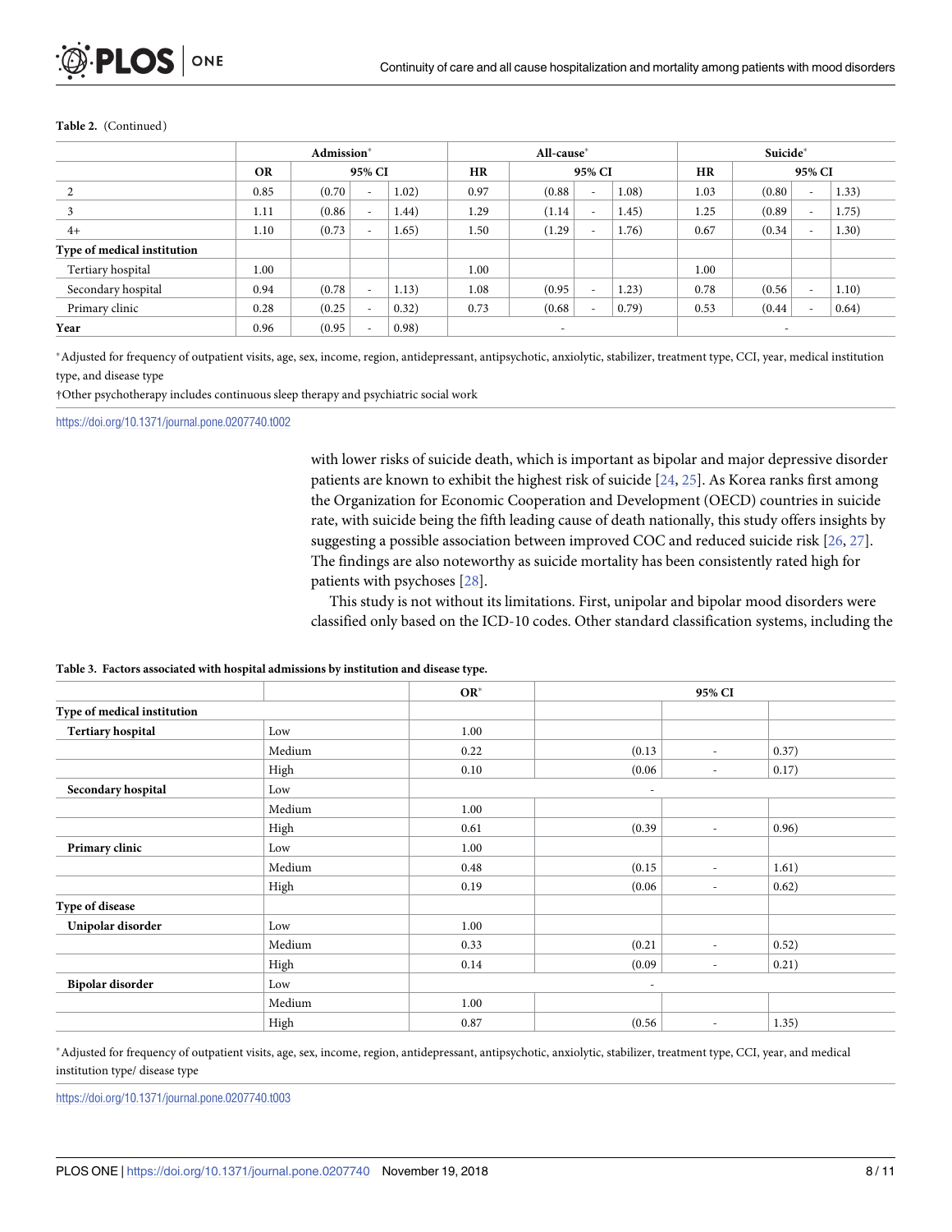**Table 2.** (Continued)

| | Admission* | | | | All-cause* | | | | Suicide* | | | |
|---|---|---|---|---|---|---|---|---|---|---|---|---|
| | OR | 95% CI | | | HR | 95% CI | | | HR | 95% CI | | |
| 2 | 0.85 | (0.70 | - | 1.02) | 0.97 | (0.88 | - | 1.08) | 1.03 | (0.80 | - | 1.33) |
| 3 | 1.11 | (0.86 | - | 1.44) | 1.29 | (1.14 | - | 1.45) | 1.25 | (0.89 | - | 1.75) |
| 4+ | 1.10 | (0.73 | - | 1.65) | 1.50 | (1.29 | - | 1.76) | 0.67 | (0.34 | - | 1.30) |
| **Type of medical institution** | | | | | | | | | | | | |
| Tertiary hospital | 1.00 | | | | 1.00 | | | | 1.00 | | | |
| Secondary hospital | 0.94 | (0.78 | - | 1.13) | 1.08 | (0.95 | - | 1.23) | 0.78 | (0.56 | - | 1.10) |
| Primary clinic | 0.28 | (0.25 | - | 0.32) | 0.73 | (0.68 | - | 0.79) | 0.53 | (0.44 | - | 0.64) |
| **Year** | 0.96 | (0.95 | - | 0.98) | | | - | | | | - | |

*Adjusted for frequency of outpatient visits, age, sex, income, region, antidepressant, antipsychotic, anxiolytic, stabilizer, treatment type, CCI, year, medical institution type, and disease type

†Other psychotherapy includes continuous sleep therapy and psychiatric social work

https://doi.org/10.1371/journal.pone.0207740.t002

with lower risks of suicide death, which is important as bipolar and major depressive disorder patients are known to exhibit the highest risk of suicide [24, 25]. As Korea ranks first among the Organization for Economic Cooperation and Development (OECD) countries in suicide rate, with suicide being the fifth leading cause of death nationally, this study offers insights by suggesting a possible association between improved COC and reduced suicide risk [26, 27]. The findings are also noteworthy as suicide mortality has been consistently rated high for patients with psychoses [28].

This study is not without its limitations. First, unipolar and bipolar mood disorders were classified only based on the ICD-10 codes. Other standard classification systems, including the

**Table 3. Factors associated with hospital admissions by institution and disease type.**

| | | OR* | 95% CI | | |
|---|---|---|---|---|---|
| **Type of medical institution** | | | | | |
| **Tertiary hospital** | Low | 1.00 | | | |
| | Medium | 0.22 | (0.13 | - | 0.37) |
| | High | 0.10 | (0.06 | - | 0.17) |
| **Secondary hospital** | Low | | | - | |
| | Medium | 1.00 | | | |
| | High | 0.61 | (0.39 | - | 0.96) |
| **Primary clinic** | Low | 1.00 | | | |
| | Medium | 0.48 | (0.15 | - | 1.61) |
| | High | 0.19 | (0.06 | - | 0.62) |
| **Type of disease** | | | | | |
| **Unipolar disorder** | Low | 1.00 | | | |
| | Medium | 0.33 | (0.21 | - | 0.52) |
| | High | 0.14 | (0.09 | - | 0.21) |
| **Bipolar disorder** | Low | | | - | |
| | Medium | 1.00 | | | |
| | High | 0.87 | (0.56 | - | 1.35) |

*Adjusted for frequency of outpatient visits, age, sex, income, region, antidepressant, antipsychotic, anxiolytic, stabilizer, treatment type, CCI, year, and medical institution type/ disease type

https://doi.org/10.1371/journal.pone.0207740.t003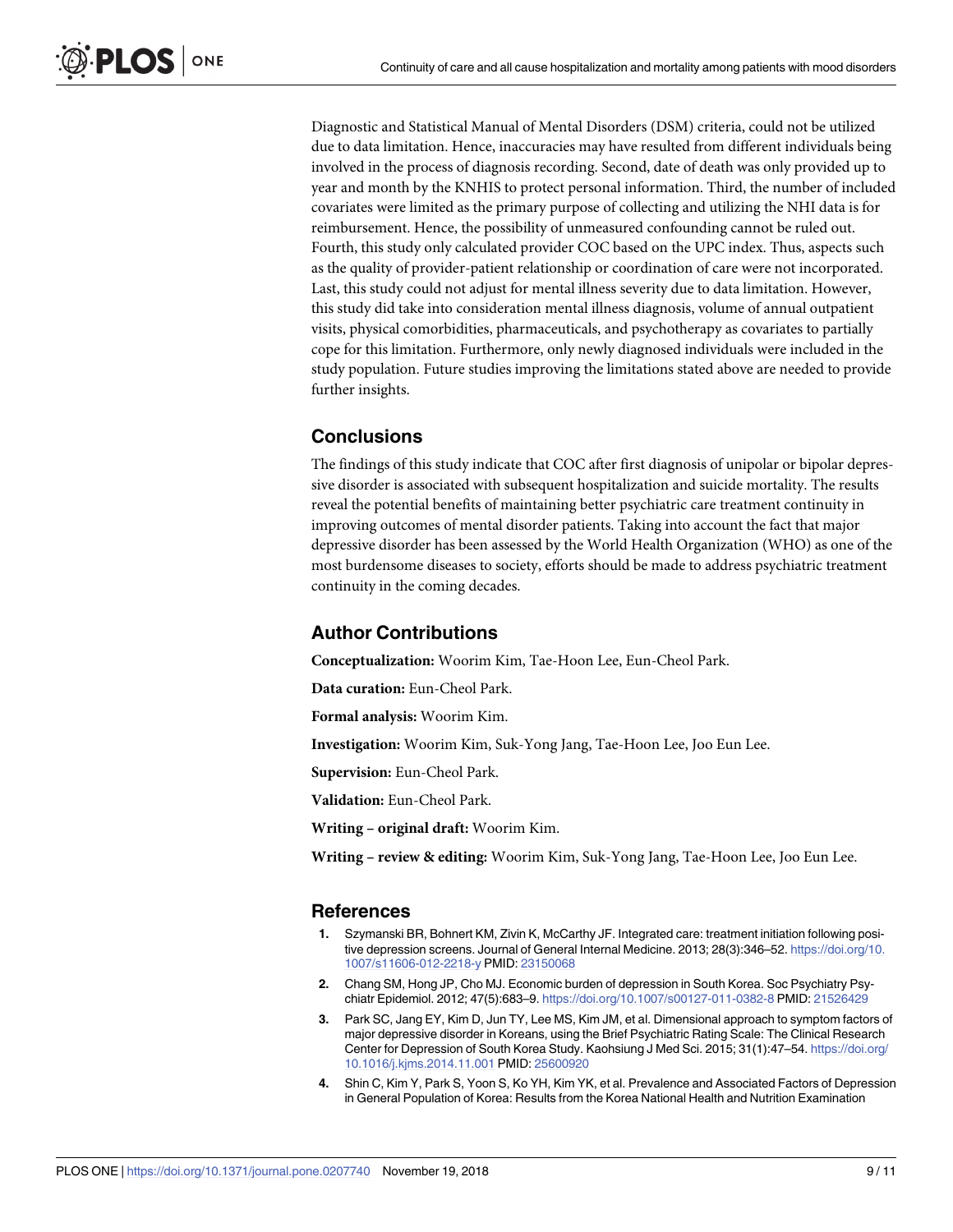Diagnostic and Statistical Manual of Mental Disorders (DSM) criteria, could not be utilized due to data limitation. Hence, inaccuracies may have resulted from different individuals being involved in the process of diagnosis recording. Second, date of death was only provided up to year and month by the KNHIS to protect personal information. Third, the number of included covariates were limited as the primary purpose of collecting and utilizing the NHI data is for reimbursement. Hence, the possibility of unmeasured confounding cannot be ruled out. Fourth, this study only calculated provider COC based on the UPC index. Thus, aspects such as the quality of provider-patient relationship or coordination of care were not incorporated. Last, this study could not adjust for mental illness severity due to data limitation. However, this study did take into consideration mental illness diagnosis, volume of annual outpatient visits, physical comorbidities, pharmaceuticals, and psychotherapy as covariates to partially cope for this limitation. Furthermore, only newly diagnosed individuals were included in the study population. Future studies improving the limitations stated above are needed to provide further insights.

## Conclusions

The findings of this study indicate that COC after first diagnosis of unipolar or bipolar depressive disorder is associated with subsequent hospitalization and suicide mortality. The results reveal the potential benefits of maintaining better psychiatric care treatment continuity in improving outcomes of mental disorder patients. Taking into account the fact that major depressive disorder has been assessed by the World Health Organization (WHO) as one of the most burdensome diseases to society, efforts should be made to address psychiatric treatment continuity in the coming decades.

## Author Contributions

**Conceptualization:** Woorim Kim, Tae-Hoon Lee, Eun-Cheol Park.

**Data curation:** Eun-Cheol Park.

**Formal analysis:** Woorim Kim.

**Investigation:** Woorim Kim, Suk-Yong Jang, Tae-Hoon Lee, Joo Eun Lee.

**Supervision:** Eun-Cheol Park.

**Validation:** Eun-Cheol Park.

**Writing – original draft:** Woorim Kim.

**Writing – review & editing:** Woorim Kim, Suk-Yong Jang, Tae-Hoon Lee, Joo Eun Lee.

## References

1. Szymanski BR, Bohnert KM, Zivin K, McCarthy JF. Integrated care: treatment initiation following positive depression screens. Journal of General Internal Medicine. 2013; 28(3):346–52. https://doi.org/10.1007/s11606-012-2218-y PMID: 23150068
2. Chang SM, Hong JP, Cho MJ. Economic burden of depression in South Korea. Soc Psychiatry Psychiatr Epidemiol. 2012; 47(5):683–9. https://doi.org/10.1007/s00127-011-0382-8 PMID: 21526429
3. Park SC, Jang EY, Kim D, Jun TY, Lee MS, Kim JM, et al. Dimensional approach to symptom factors of major depressive disorder in Koreans, using the Brief Psychiatric Rating Scale: The Clinical Research Center for Depression of South Korea Study. Kaohsiung J Med Sci. 2015; 31(1):47–54. https://doi.org/10.1016/j.kjms.2014.11.001 PMID: 25600920
4. Shin C, Kim Y, Park S, Yoon S, Ko YH, Kim YK, et al. Prevalence and Associated Factors of Depression in General Population of Korea: Results from the Korea National Health and Nutrition Examination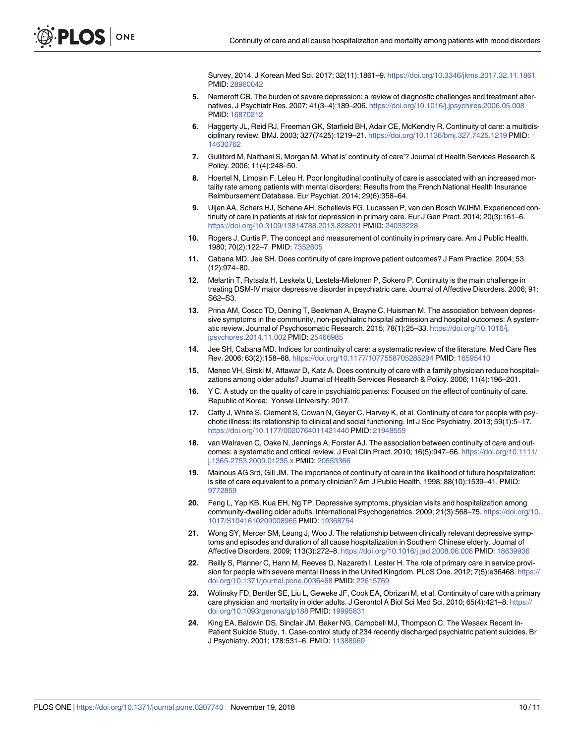Survey, 2014. J Korean Med Sci. 2017; 32(11):1861–9. https://doi.org/10.3346/jkms.2017.32.11.1861 PMID: 28960042

5. Nemeroff CB. The burden of severe depression: a review of diagnostic challenges and treatment alternatives. J Psychiatr Res. 2007; 41(3–4):189–206. https://doi.org/10.1016/j.jpsychires.2006.05.008 PMID: 16870212
6. Haggerty JL, Reid RJ, Freeman GK, Starfield BH, Adair CE, McKendry R. Continuity of care: a multidisciplinary review. BMJ. 2003; 327(7425):1219–21. https://doi.org/10.1136/bmj.327.7425.1219 PMID: 14630762
7. Gulliford M, Naithani S, Morgan M. What is' continuity of care'? Journal of Health Services Research & Policy. 2006; 11(4):248–50.
8. Hoertel N, Limosin F, Leleu H. Poor longitudinal continuity of care is associated with an increased mortality rate among patients with mental disorders: Results from the French National Health Insurance Reimbursement Database. Eur Psychiat. 2014; 29(6):358–64.
9. Uijen AA, Schers HJ, Schene AH, Schellevis FG, Lucassen P, van den Bosch WJHM. Experienced continuity of care in patients at risk for depression in primary care. Eur J Gen Pract. 2014; 20(3):161–6. https://doi.org/10.3109/13814788.2013.828201 PMID: 24033228
10. Rogers J, Curtis P. The concept and measurement of continuity in primary care. Am J Public Health. 1980; 70(2):122–7. PMID: 7352605
11. Cabana MD, Jee SH. Does continuity of care improve patient outcomes? J Fam Practice. 2004; 53 (12):974–80.
12. Melartin T, Rytsala H, Leskela U, Lestela-Mielonen P, Sokero P. Continuity is the main challenge in treating DSM-IV major depressive disorder in psychiatric care. Journal of Affective Disorders. 2006; 91: S62–S3.
13. Prina AM, Cosco TD, Dening T, Beekman A, Brayne C, Huisman M. The association between depressive symptoms in the community, non-psychiatric hospital admission and hospital outcomes: A systematic review. Journal of Psychosomatic Research. 2015; 78(1):25–33. https://doi.org/10.1016/j.jpsychores.2014.11.002 PMID: 25466985
14. Jee SH, Cabana MD. Indices for continuity of care: a systematic review of the literature. Med Care Res Rev. 2006; 63(2):158–88. https://doi.org/10.1177/1077558705285294 PMID: 16595410
15. Menec VH, Sirski M, Attawar D, Katz A. Does continuity of care with a family physician reduce hospitalizations among older adults? Journal of Health Services Research & Policy. 2006; 11(4):196–201.
16. Y C. A study on the quality of care in psychiatric patients: Focused on the effect of continuity of care. Republic of Korea: Yonsei University; 2017.
17. Catty J, White S, Clement S, Cowan N, Geyer C, Harvey K, et al. Continuity of care for people with psychotic illness: its relationship to clinical and social functioning. Int J Soc Psychiatry. 2013; 59(1):5–17. https://doi.org/10.1177/0020764011421440 PMID: 21948559
18. van Walraven C, Oake N, Jennings A, Forster AJ. The association between continuity of care and outcomes: a systematic and critical review. J Eval Clin Pract. 2010; 16(5):947–56. https://doi.org/10.1111/j.1365-2753.2009.01235.x PMID: 20553366
19. Mainous AG 3rd, Gill JM. The importance of continuity of care in the likelihood of future hospitalization: is site of care equivalent to a primary clinician? Am J Public Health. 1998; 88(10):1539–41. PMID: 9772859
20. Feng L, Yap KB, Kua EH, Ng TP. Depressive symptoms, physician visits and hospitalization among community-dwelling older adults. International Psychogeriatrics. 2009; 21(3):568–75. https://doi.org/10.1017/S1041610209008965 PMID: 19368754
21. Wong SY, Mercer SM, Leung J, Woo J. The relationship between clinically relevant depressive symptoms and episodes and duration of all cause hospitalization in Southern Chinese elderly. Journal of Affective Disorders. 2009; 113(3):272–8. https://doi.org/10.1016/j.jad.2008.06.008 PMID: 18639936
22. Reilly S, Planner C, Hann M, Reeves D, Nazareth I, Lester H. The role of primary care in service provision for people with severe mental illness in the United Kingdom. PLoS One. 2012; 7(5):e36468. https://doi.org/10.1371/journal.pone.0036468 PMID: 22615769
23. Wolinsky FD, Bentler SE, Liu L, Geweke JF, Cook EA, Obrizan M, et al. Continuity of care with a primary care physician and mortality in older adults. J Gerontol A Biol Sci Med Sci. 2010; 65(4):421–8. https://doi.org/10.1093/gerona/glp188 PMID: 19995831
24. King EA, Baldwin DS, Sinclair JM, Baker NG, Campbell MJ, Thompson C. The Wessex Recent In-Patient Suicide Study, 1. Case-control study of 234 recently discharged psychiatric patient suicides. Br J Psychiatry. 2001; 178:531–6. PMID: 11388969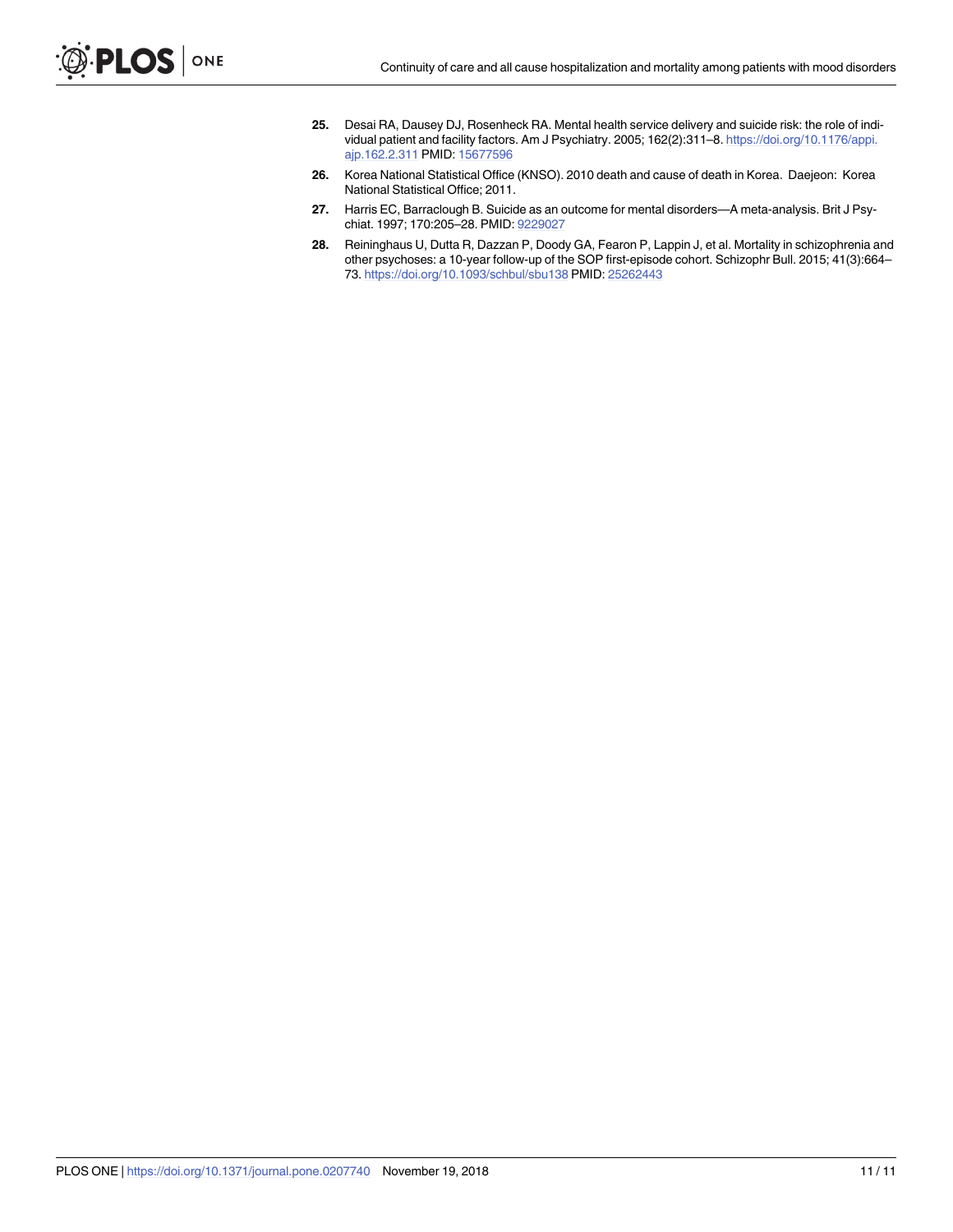25. Desai RA, Dausey DJ, Rosenheck RA. Mental health service delivery and suicide risk: the role of individual patient and facility factors. Am J Psychiatry. 2005; 162(2):311–8. https://doi.org/10.1176/appi.ajp.162.2.311 PMID: 15677596

26. Korea National Statistical Office (KNSO). 2010 death and cause of death in Korea. Daejeon: Korea National Statistical Office; 2011.

27. Harris EC, Barraclough B. Suicide as an outcome for mental disorders—A meta-analysis. Brit J Psychiat. 1997; 170:205–28. PMID: 9229027

28. Reininghaus U, Dutta R, Dazzan P, Doody GA, Fearon P, Lappin J, et al. Mortality in schizophrenia and other psychoses: a 10-year follow-up of the SOP first-episode cohort. Schizophr Bull. 2015; 41(3):664–73. https://doi.org/10.1093/schbul/sbu138 PMID: 25262443